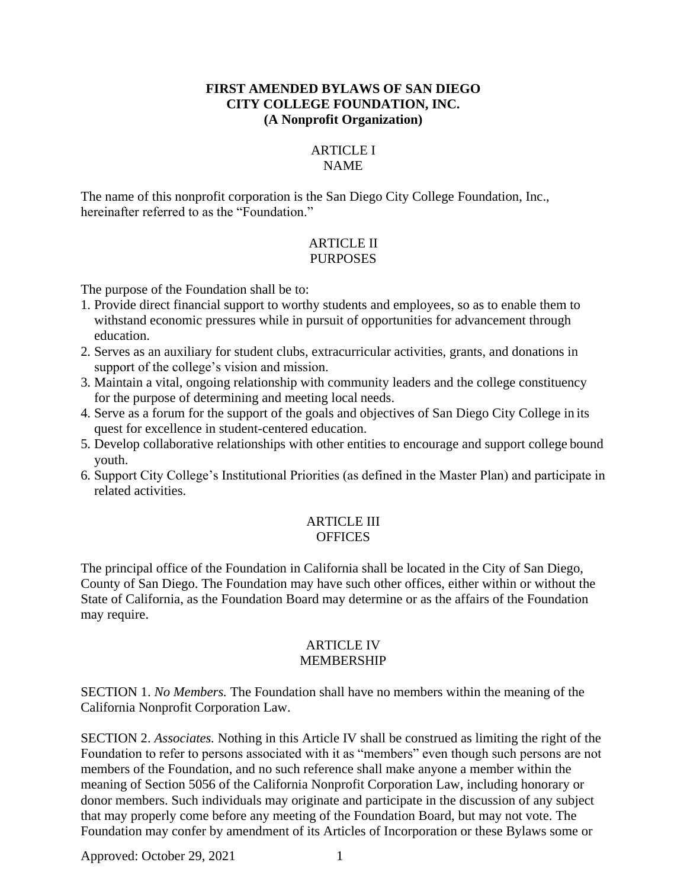# FIRST AMENDED BYLAWS OF SAN DIEGO CITY COLLEGE FOUNDATION, INC.
**(A Nonprofit Organization)**

## ARTICLE I
## NAME

The name of this nonprofit corporation is the San Diego City College Foundation, Inc., hereinafter referred to as the "Foundation."

## ARTICLE II
## PURPOSES

The purpose of the Foundation shall be to:

1. Provide direct financial support to worthy students and employees, so as to enable them to withstand economic pressures while in pursuit of opportunities for advancement through education.
2. Serves as an auxiliary for student clubs, extracurricular activities, grants, and donations in support of the college's vision and mission.
3. Maintain a vital, ongoing relationship with community leaders and the college constituency for the purpose of determining and meeting local needs.
4. Serve as a forum for the support of the goals and objectives of San Diego City College in its quest for excellence in student-centered education.
5. Develop collaborative relationships with other entities to encourage and support college bound youth.
6. Support City College's Institutional Priorities (as defined in the Master Plan) and participate in related activities.

## ARTICLE III
## OFFICES

The principal office of the Foundation in California shall be located in the City of San Diego, County of San Diego. The Foundation may have such other offices, either within or without the State of California, as the Foundation Board may determine or as the affairs of the Foundation may require.

## ARTICLE IV
## MEMBERSHIP

SECTION 1. *No Members.* The Foundation shall have no members within the meaning of the California Nonprofit Corporation Law.

SECTION 2. *Associates.* Nothing in this Article IV shall be construed as limiting the right of the Foundation to refer to persons associated with it as "members" even though such persons are not members of the Foundation, and no such reference shall make anyone a member within the meaning of Section 5056 of the California Nonprofit Corporation Law, including honorary or donor members. Such individuals may originate and participate in the discussion of any subject that may properly come before any meeting of the Foundation Board, but may not vote. The Foundation may confer by amendment of its Articles of Incorporation or these Bylaws some or

Approved: October 29, 2021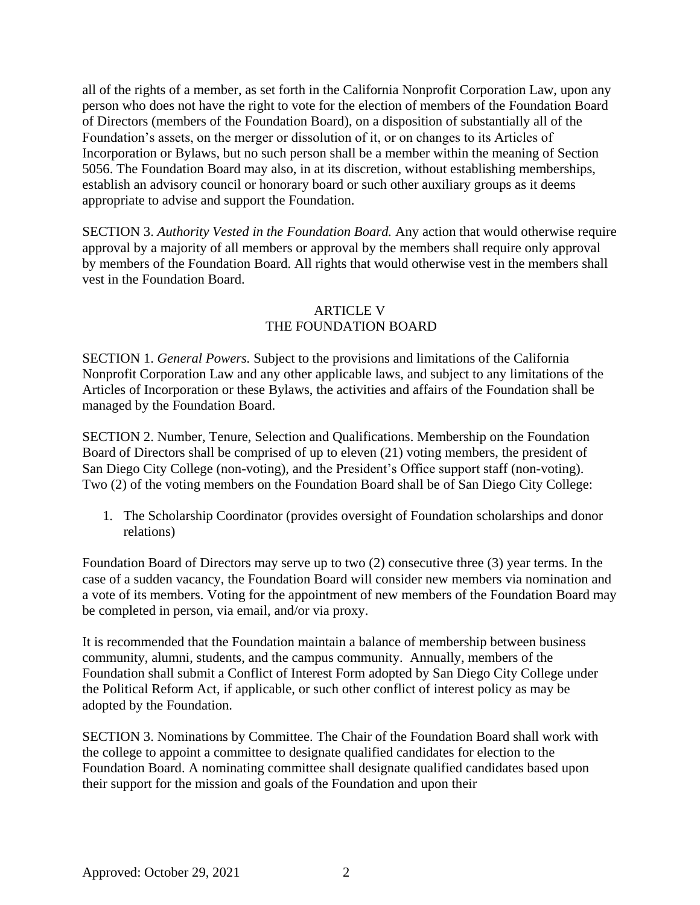all of the rights of a member, as set forth in the California Nonprofit Corporation Law, upon any person who does not have the right to vote for the election of members of the Foundation Board of Directors (members of the Foundation Board), on a disposition of substantially all of the Foundation's assets, on the merger or dissolution of it, or on changes to its Articles of Incorporation or Bylaws, but no such person shall be a member within the meaning of Section 5056. The Foundation Board may also, in at its discretion, without establishing memberships, establish an advisory council or honorary board or such other auxiliary groups as it deems appropriate to advise and support the Foundation.

SECTION 3. *Authority Vested in the Foundation Board.* Any action that would otherwise require approval by a majority of all members or approval by the members shall require only approval by members of the Foundation Board. All rights that would otherwise vest in the members shall vest in the Foundation Board.

## ARTICLE V
## THE FOUNDATION BOARD

SECTION 1. *General Powers.* Subject to the provisions and limitations of the California Nonprofit Corporation Law and any other applicable laws, and subject to any limitations of the Articles of Incorporation or these Bylaws, the activities and affairs of the Foundation shall be managed by the Foundation Board.

SECTION 2. Number, Tenure, Selection and Qualifications. Membership on the Foundation Board of Directors shall be comprised of up to eleven (21) voting members, the president of San Diego City College (non-voting), and the President's Office support staff (non-voting). Two (2) of the voting members on the Foundation Board shall be of San Diego City College:

1. The Scholarship Coordinator (provides oversight of Foundation scholarships and donor relations)

Foundation Board of Directors may serve up to two (2) consecutive three (3) year terms. In the case of a sudden vacancy, the Foundation Board will consider new members via nomination and a vote of its members. Voting for the appointment of new members of the Foundation Board may be completed in person, via email, and/or via proxy.

It is recommended that the Foundation maintain a balance of membership between business community, alumni, students, and the campus community. Annually, members of the Foundation shall submit a Conflict of Interest Form adopted by San Diego City College under the Political Reform Act, if applicable, or such other conflict of interest policy as may be adopted by the Foundation.

SECTION 3. Nominations by Committee. The Chair of the Foundation Board shall work with the college to appoint a committee to designate qualified candidates for election to the Foundation Board. A nominating committee shall designate qualified candidates based upon their support for the mission and goals of the Foundation and upon their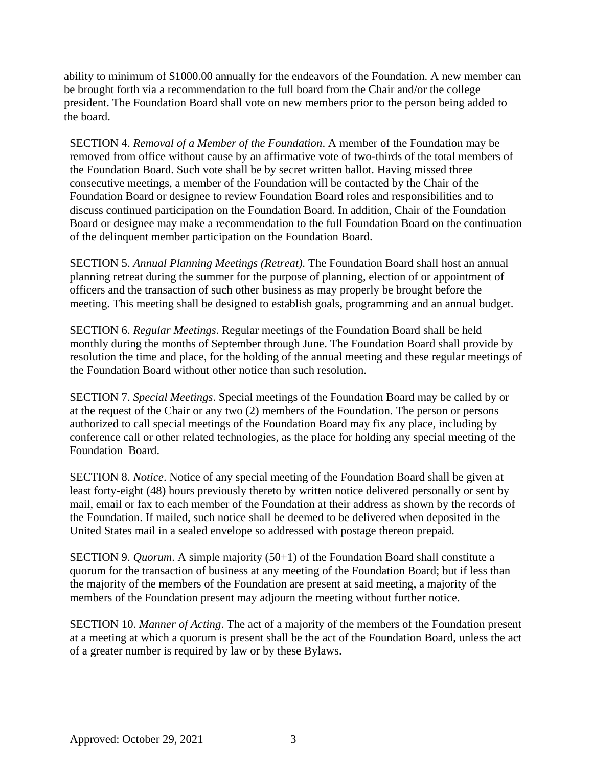ability to minimum of $1000.00 annually for the endeavors of the Foundation. A new member can be brought forth via a recommendation to the full board from the Chair and/or the college president. The Foundation Board shall vote on new members prior to the person being added to the board.

SECTION 4. *Removal of a Member of the Foundation*. A member of the Foundation may be removed from office without cause by an affirmative vote of two-thirds of the total members of the Foundation Board. Such vote shall be by secret written ballot. Having missed three consecutive meetings, a member of the Foundation will be contacted by the Chair of the Foundation Board or designee to review Foundation Board roles and responsibilities and to discuss continued participation on the Foundation Board. In addition, Chair of the Foundation Board or designee may make a recommendation to the full Foundation Board on the continuation of the delinquent member participation on the Foundation Board.

SECTION 5. *Annual Planning Meetings (Retreat).* The Foundation Board shall host an annual planning retreat during the summer for the purpose of planning, election of or appointment of officers and the transaction of such other business as may properly be brought before the meeting. This meeting shall be designed to establish goals, programming and an annual budget.

SECTION 6. *Regular Meetings*. Regular meetings of the Foundation Board shall be held monthly during the months of September through June. The Foundation Board shall provide by resolution the time and place, for the holding of the annual meeting and these regular meetings of the Foundation Board without other notice than such resolution.

SECTION 7. *Special Meetings*. Special meetings of the Foundation Board may be called by or at the request of the Chair or any two (2) members of the Foundation. The person or persons authorized to call special meetings of the Foundation Board may fix any place, including by conference call or other related technologies, as the place for holding any special meeting of the Foundation Board.

SECTION 8. *Notice*. Notice of any special meeting of the Foundation Board shall be given at least forty-eight (48) hours previously thereto by written notice delivered personally or sent by mail, email or fax to each member of the Foundation at their address as shown by the records of the Foundation. If mailed, such notice shall be deemed to be delivered when deposited in the United States mail in a sealed envelope so addressed with postage thereon prepaid.

SECTION 9. *Quorum*. A simple majority (50+1) of the Foundation Board shall constitute a quorum for the transaction of business at any meeting of the Foundation Board; but if less than the majority of the members of the Foundation are present at said meeting, a majority of the members of the Foundation present may adjourn the meeting without further notice.

SECTION 10. *Manner of Acting*. The act of a majority of the members of the Foundation present at a meeting at which a quorum is present shall be the act of the Foundation Board, unless the act of a greater number is required by law or by these Bylaws.

Approved: October 29, 2021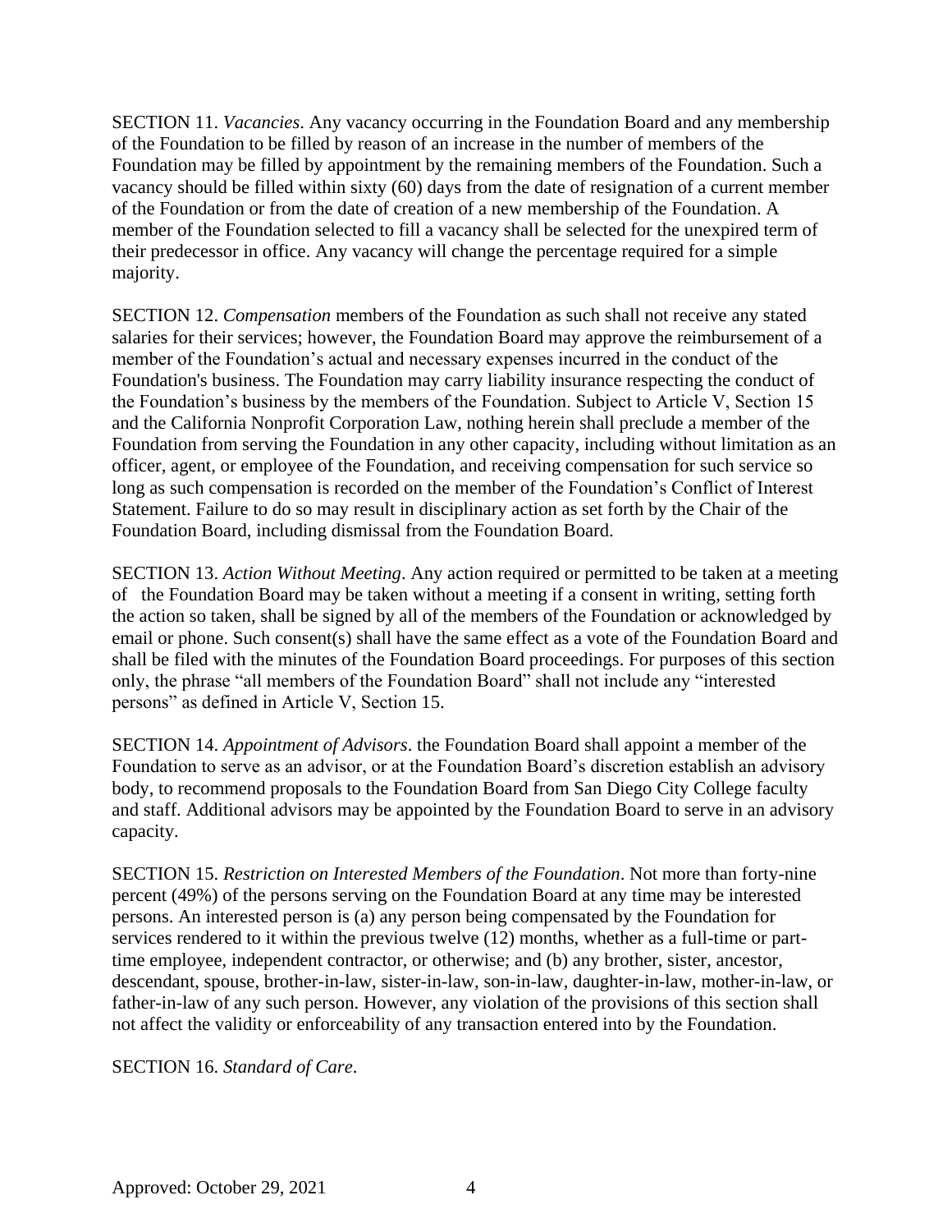SECTION 11. *Vacancies*. Any vacancy occurring in the Foundation Board and any membership of the Foundation to be filled by reason of an increase in the number of members of the Foundation may be filled by appointment by the remaining members of the Foundation. Such a vacancy should be filled within sixty (60) days from the date of resignation of a current member of the Foundation or from the date of creation of a new membership of the Foundation. A member of the Foundation selected to fill a vacancy shall be selected for the unexpired term of their predecessor in office. Any vacancy will change the percentage required for a simple majority.

SECTION 12. *Compensation* members of the Foundation as such shall not receive any stated salaries for their services; however, the Foundation Board may approve the reimbursement of a member of the Foundation's actual and necessary expenses incurred in the conduct of the Foundation's business. The Foundation may carry liability insurance respecting the conduct of the Foundation's business by the members of the Foundation. Subject to Article V, Section 15 and the California Nonprofit Corporation Law, nothing herein shall preclude a member of the Foundation from serving the Foundation in any other capacity, including without limitation as an officer, agent, or employee of the Foundation, and receiving compensation for such service so long as such compensation is recorded on the member of the Foundation's Conflict of Interest Statement. Failure to do so may result in disciplinary action as set forth by the Chair of the Foundation Board, including dismissal from the Foundation Board.

SECTION 13. *Action Without Meeting*. Any action required or permitted to be taken at a meeting of the Foundation Board may be taken without a meeting if a consent in writing, setting forth the action so taken, shall be signed by all of the members of the Foundation or acknowledged by email or phone. Such consent(s) shall have the same effect as a vote of the Foundation Board and shall be filed with the minutes of the Foundation Board proceedings. For purposes of this section only, the phrase "all members of the Foundation Board" shall not include any "interested persons" as defined in Article V, Section 15.

SECTION 14. *Appointment of Advisors*. the Foundation Board shall appoint a member of the Foundation to serve as an advisor, or at the Foundation Board's discretion establish an advisory body, to recommend proposals to the Foundation Board from San Diego City College faculty and staff. Additional advisors may be appointed by the Foundation Board to serve in an advisory capacity.

SECTION 15. *Restriction on Interested Members of the Foundation*. Not more than forty-nine percent (49%) of the persons serving on the Foundation Board at any time may be interested persons. An interested person is (a) any person being compensated by the Foundation for services rendered to it within the previous twelve (12) months, whether as a full-time or part-time employee, independent contractor, or otherwise; and (b) any brother, sister, ancestor, descendant, spouse, brother-in-law, sister-in-law, son-in-law, daughter-in-law, mother-in-law, or father-in-law of any such person. However, any violation of the provisions of this section shall not affect the validity or enforceability of any transaction entered into by the Foundation.

SECTION 16. *Standard of Care*.

Approved: October 29, 2021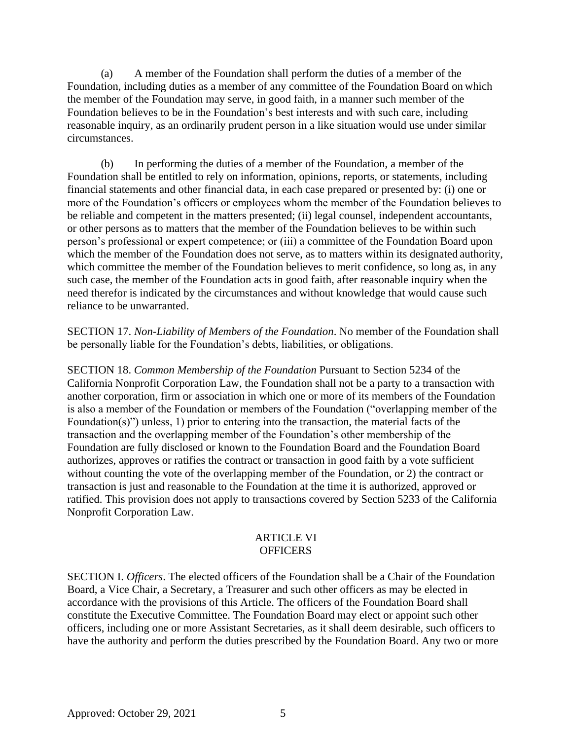(a) A member of the Foundation shall perform the duties of a member of the Foundation, including duties as a member of any committee of the Foundation Board on which the member of the Foundation may serve, in good faith, in a manner such member of the Foundation believes to be in the Foundation's best interests and with such care, including reasonable inquiry, as an ordinarily prudent person in a like situation would use under similar circumstances.

(b) In performing the duties of a member of the Foundation, a member of the Foundation shall be entitled to rely on information, opinions, reports, or statements, including financial statements and other financial data, in each case prepared or presented by: (i) one or more of the Foundation's officers or employees whom the member of the Foundation believes to be reliable and competent in the matters presented; (ii) legal counsel, independent accountants, or other persons as to matters that the member of the Foundation believes to be within such person's professional or expert competence; or (iii) a committee of the Foundation Board upon which the member of the Foundation does not serve, as to matters within its designated authority, which committee the member of the Foundation believes to merit confidence, so long as, in any such case, the member of the Foundation acts in good faith, after reasonable inquiry when the need therefor is indicated by the circumstances and without knowledge that would cause such reliance to be unwarranted.

SECTION 17. *Non-Liability of Members of the Foundation*. No member of the Foundation shall be personally liable for the Foundation's debts, liabilities, or obligations.

SECTION 18. *Common Membership of the Foundation* Pursuant to Section 5234 of the California Nonprofit Corporation Law, the Foundation shall not be a party to a transaction with another corporation, firm or association in which one or more of its members of the Foundation is also a member of the Foundation or members of the Foundation ("overlapping member of the Foundation(s)") unless, 1) prior to entering into the transaction, the material facts of the transaction and the overlapping member of the Foundation's other membership of the Foundation are fully disclosed or known to the Foundation Board and the Foundation Board authorizes, approves or ratifies the contract or transaction in good faith by a vote sufficient without counting the vote of the overlapping member of the Foundation, or 2) the contract or transaction is just and reasonable to the Foundation at the time it is authorized, approved or ratified. This provision does not apply to transactions covered by Section 5233 of the California Nonprofit Corporation Law.

## ARTICLE VI
## OFFICERS

SECTION I. *Officers*. The elected officers of the Foundation shall be a Chair of the Foundation Board, a Vice Chair, a Secretary, a Treasurer and such other officers as may be elected in accordance with the provisions of this Article. The officers of the Foundation Board shall constitute the Executive Committee. The Foundation Board may elect or appoint such other officers, including one or more Assistant Secretaries, as it shall deem desirable, such officers to have the authority and perform the duties prescribed by the Foundation Board. Any two or more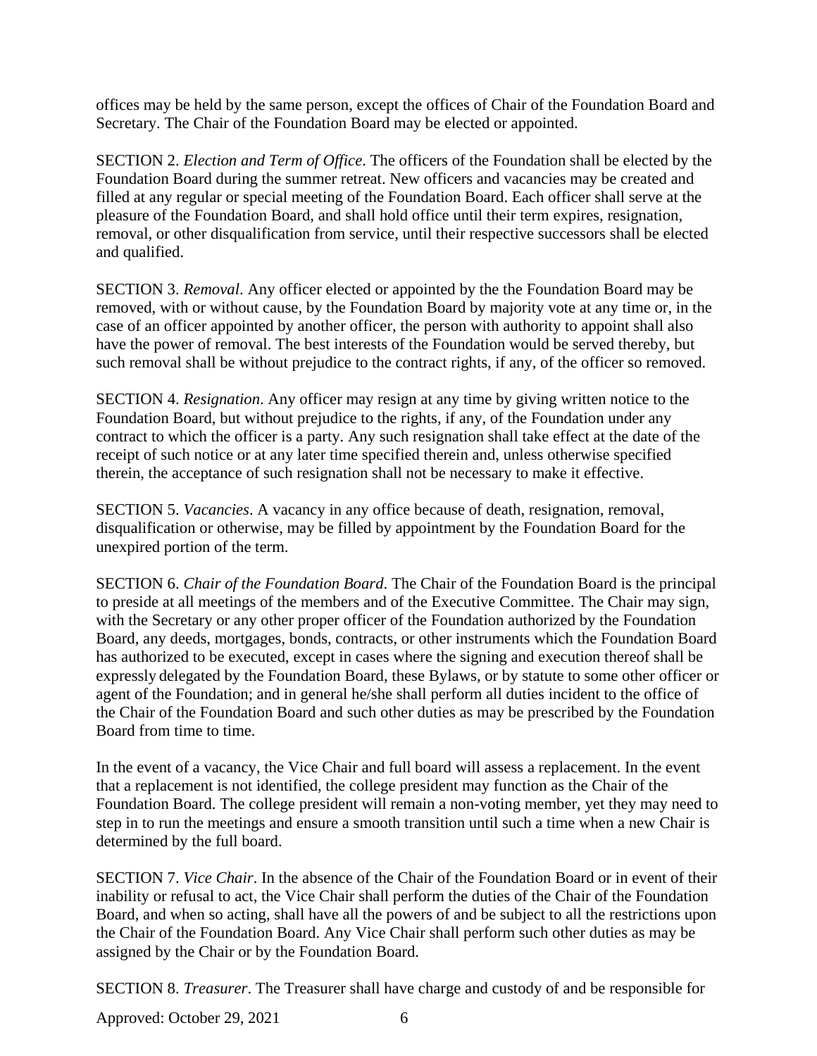offices may be held by the same person, except the offices of Chair of the Foundation Board and Secretary. The Chair of the Foundation Board may be elected or appointed.

SECTION 2. *Election and Term of Office*. The officers of the Foundation shall be elected by the Foundation Board during the summer retreat. New officers and vacancies may be created and filled at any regular or special meeting of the Foundation Board. Each officer shall serve at the pleasure of the Foundation Board, and shall hold office until their term expires, resignation, removal, or other disqualification from service, until their respective successors shall be elected and qualified.

SECTION 3. *Removal*. Any officer elected or appointed by the the Foundation Board may be removed, with or without cause, by the Foundation Board by majority vote at any time or, in the case of an officer appointed by another officer, the person with authority to appoint shall also have the power of removal. The best interests of the Foundation would be served thereby, but such removal shall be without prejudice to the contract rights, if any, of the officer so removed.

SECTION 4. *Resignation*. Any officer may resign at any time by giving written notice to the Foundation Board, but without prejudice to the rights, if any, of the Foundation under any contract to which the officer is a party. Any such resignation shall take effect at the date of the receipt of such notice or at any later time specified therein and, unless otherwise specified therein, the acceptance of such resignation shall not be necessary to make it effective.

SECTION 5. *Vacancies*. A vacancy in any office because of death, resignation, removal, disqualification or otherwise, may be filled by appointment by the Foundation Board for the unexpired portion of the term.

SECTION 6. *Chair of the Foundation Board*. The Chair of the Foundation Board is the principal to preside at all meetings of the members and of the Executive Committee. The Chair may sign, with the Secretary or any other proper officer of the Foundation authorized by the Foundation Board, any deeds, mortgages, bonds, contracts, or other instruments which the Foundation Board has authorized to be executed, except in cases where the signing and execution thereof shall be expressly delegated by the Foundation Board, these Bylaws, or by statute to some other officer or agent of the Foundation; and in general he/she shall perform all duties incident to the office of the Chair of the Foundation Board and such other duties as may be prescribed by the Foundation Board from time to time.

In the event of a vacancy, the Vice Chair and full board will assess a replacement. In the event that a replacement is not identified, the college president may function as the Chair of the Foundation Board. The college president will remain a non-voting member, yet they may need to step in to run the meetings and ensure a smooth transition until such a time when a new Chair is determined by the full board.

SECTION 7. *Vice Chair*. In the absence of the Chair of the Foundation Board or in event of their inability or refusal to act, the Vice Chair shall perform the duties of the Chair of the Foundation Board, and when so acting, shall have all the powers of and be subject to all the restrictions upon the Chair of the Foundation Board. Any Vice Chair shall perform such other duties as may be assigned by the Chair or by the Foundation Board.

SECTION 8. *Treasurer*. The Treasurer shall have charge and custody of and be responsible for

Approved: October 29, 2021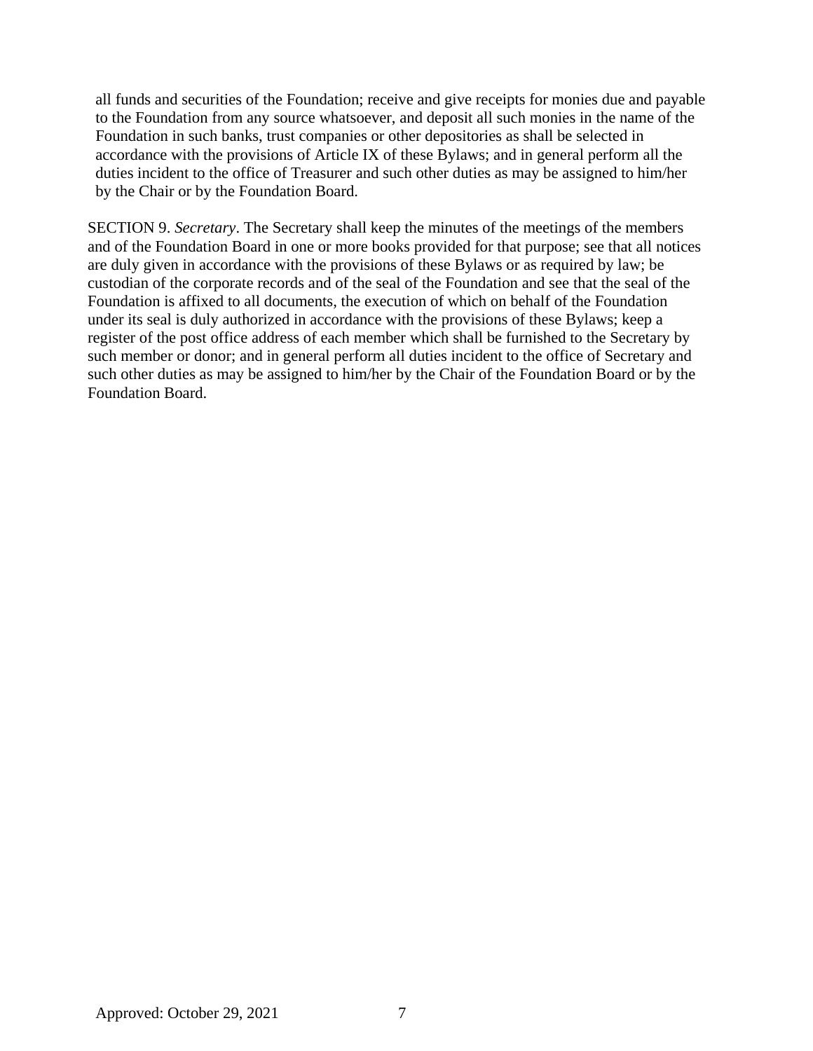all funds and securities of the Foundation; receive and give receipts for monies due and payable to the Foundation from any source whatsoever, and deposit all such monies in the name of the Foundation in such banks, trust companies or other depositories as shall be selected in accordance with the provisions of Article IX of these Bylaws; and in general perform all the duties incident to the office of Treasurer and such other duties as may be assigned to him/her by the Chair or by the Foundation Board.

SECTION 9. *Secretary*. The Secretary shall keep the minutes of the meetings of the members and of the Foundation Board in one or more books provided for that purpose; see that all notices are duly given in accordance with the provisions of these Bylaws or as required by law; be custodian of the corporate records and of the seal of the Foundation and see that the seal of the Foundation is affixed to all documents, the execution of which on behalf of the Foundation under its seal is duly authorized in accordance with the provisions of these Bylaws; keep a register of the post office address of each member which shall be furnished to the Secretary by such member or donor; and in general perform all duties incident to the office of Secretary and such other duties as may be assigned to him/her by the Chair of the Foundation Board or by the Foundation Board.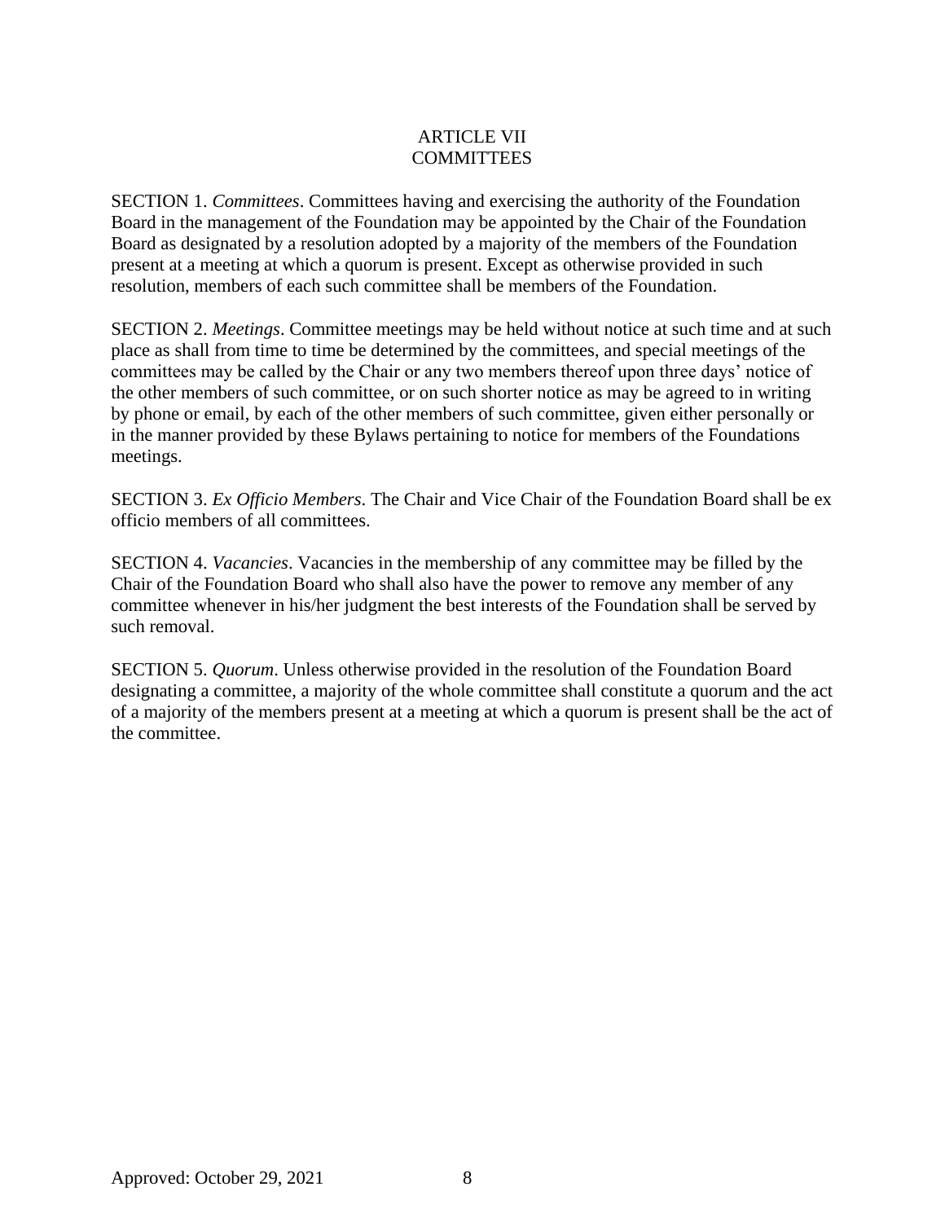## ARTICLE VII
## COMMITTEES

SECTION 1. *Committees*. Committees having and exercising the authority of the Foundation Board in the management of the Foundation may be appointed by the Chair of the Foundation Board as designated by a resolution adopted by a majority of the members of the Foundation present at a meeting at which a quorum is present. Except as otherwise provided in such resolution, members of each such committee shall be members of the Foundation.

SECTION 2. *Meetings*. Committee meetings may be held without notice at such time and at such place as shall from time to time be determined by the committees, and special meetings of the committees may be called by the Chair or any two members thereof upon three days' notice of the other members of such committee, or on such shorter notice as may be agreed to in writing by phone or email, by each of the other members of such committee, given either personally or in the manner provided by these Bylaws pertaining to notice for members of the Foundations meetings.

SECTION 3. *Ex Officio Members*. The Chair and Vice Chair of the Foundation Board shall be ex officio members of all committees.

SECTION 4. *Vacancies*. Vacancies in the membership of any committee may be filled by the Chair of the Foundation Board who shall also have the power to remove any member of any committee whenever in his/her judgment the best interests of the Foundation shall be served by such removal.

SECTION 5. *Quorum*. Unless otherwise provided in the resolution of the Foundation Board designating a committee, a majority of the whole committee shall constitute a quorum and the act of a majority of the members present at a meeting at which a quorum is present shall be the act of the committee.

Approved: October 29, 2021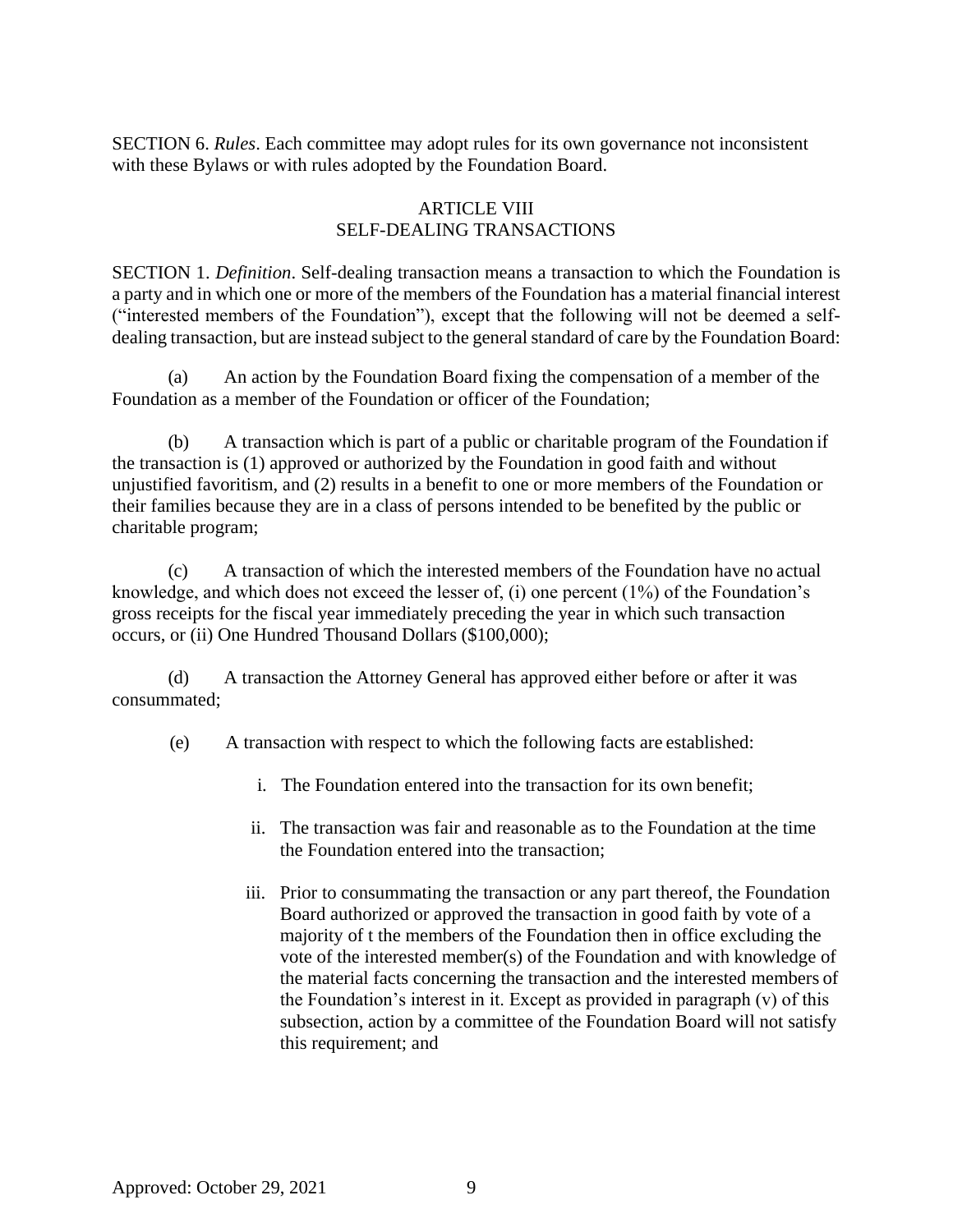SECTION 6. *Rules*. Each committee may adopt rules for its own governance not inconsistent with these Bylaws or with rules adopted by the Foundation Board.

## ARTICLE VIII
## SELF-DEALING TRANSACTIONS

SECTION 1. *Definition*. Self-dealing transaction means a transaction to which the Foundation is a party and in which one or more of the members of the Foundation has a material financial interest ("interested members of the Foundation"), except that the following will not be deemed a self-dealing transaction, but are instead subject to the general standard of care by the Foundation Board:

(a) An action by the Foundation Board fixing the compensation of a member of the Foundation as a member of the Foundation or officer of the Foundation;

(b) A transaction which is part of a public or charitable program of the Foundation if the transaction is (1) approved or authorized by the Foundation in good faith and without unjustified favoritism, and (2) results in a benefit to one or more members of the Foundation or their families because they are in a class of persons intended to be benefited by the public or charitable program;

(c) A transaction of which the interested members of the Foundation have no actual knowledge, and which does not exceed the lesser of, (i) one percent (1%) of the Foundation's gross receipts for the fiscal year immediately preceding the year in which such transaction occurs, or (ii) One Hundred Thousand Dollars ($100,000);

(d) A transaction the Attorney General has approved either before or after it was consummated;

(e) A transaction with respect to which the following facts are established:

i. The Foundation entered into the transaction for its own benefit;

ii. The transaction was fair and reasonable as to the Foundation at the time the Foundation entered into the transaction;

iii. Prior to consummating the transaction or any part thereof, the Foundation Board authorized or approved the transaction in good faith by vote of a majority of t the members of the Foundation then in office excluding the vote of the interested member(s) of the Foundation and with knowledge of the material facts concerning the transaction and the interested members of the Foundation's interest in it. Except as provided in paragraph (v) of this subsection, action by a committee of the Foundation Board will not satisfy this requirement; and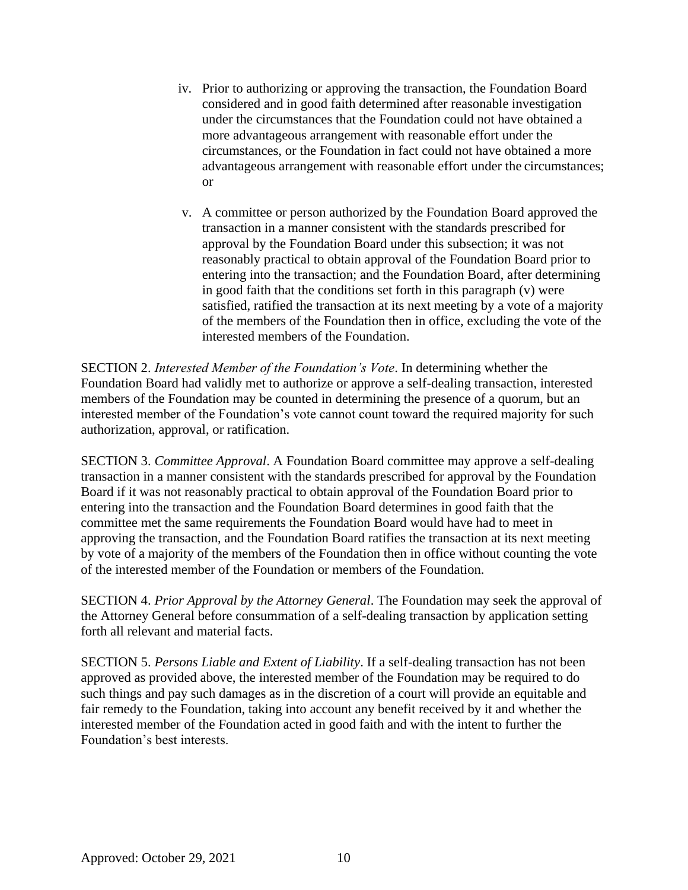iv. Prior to authorizing or approving the transaction, the Foundation Board considered and in good faith determined after reasonable investigation under the circumstances that the Foundation could not have obtained a more advantageous arrangement with reasonable effort under the circumstances, or the Foundation in fact could not have obtained a more advantageous arrangement with reasonable effort under the circumstances; or

v. A committee or person authorized by the Foundation Board approved the transaction in a manner consistent with the standards prescribed for approval by the Foundation Board under this subsection; it was not reasonably practical to obtain approval of the Foundation Board prior to entering into the transaction; and the Foundation Board, after determining in good faith that the conditions set forth in this paragraph (v) were satisfied, ratified the transaction at its next meeting by a vote of a majority of the members of the Foundation then in office, excluding the vote of the interested members of the Foundation.

SECTION 2. *Interested Member of the Foundation's Vote*. In determining whether the Foundation Board had validly met to authorize or approve a self-dealing transaction, interested members of the Foundation may be counted in determining the presence of a quorum, but an interested member of the Foundation's vote cannot count toward the required majority for such authorization, approval, or ratification.

SECTION 3. *Committee Approval*. A Foundation Board committee may approve a self-dealing transaction in a manner consistent with the standards prescribed for approval by the Foundation Board if it was not reasonably practical to obtain approval of the Foundation Board prior to entering into the transaction and the Foundation Board determines in good faith that the committee met the same requirements the Foundation Board would have had to meet in approving the transaction, and the Foundation Board ratifies the transaction at its next meeting by vote of a majority of the members of the Foundation then in office without counting the vote of the interested member of the Foundation or members of the Foundation.

SECTION 4. *Prior Approval by the Attorney General*. The Foundation may seek the approval of the Attorney General before consummation of a self-dealing transaction by application setting forth all relevant and material facts.

SECTION 5. *Persons Liable and Extent of Liability*. If a self-dealing transaction has not been approved as provided above, the interested member of the Foundation may be required to do such things and pay such damages as in the discretion of a court will provide an equitable and fair remedy to the Foundation, taking into account any benefit received by it and whether the interested member of the Foundation acted in good faith and with the intent to further the Foundation's best interests.

Approved: October 29, 2021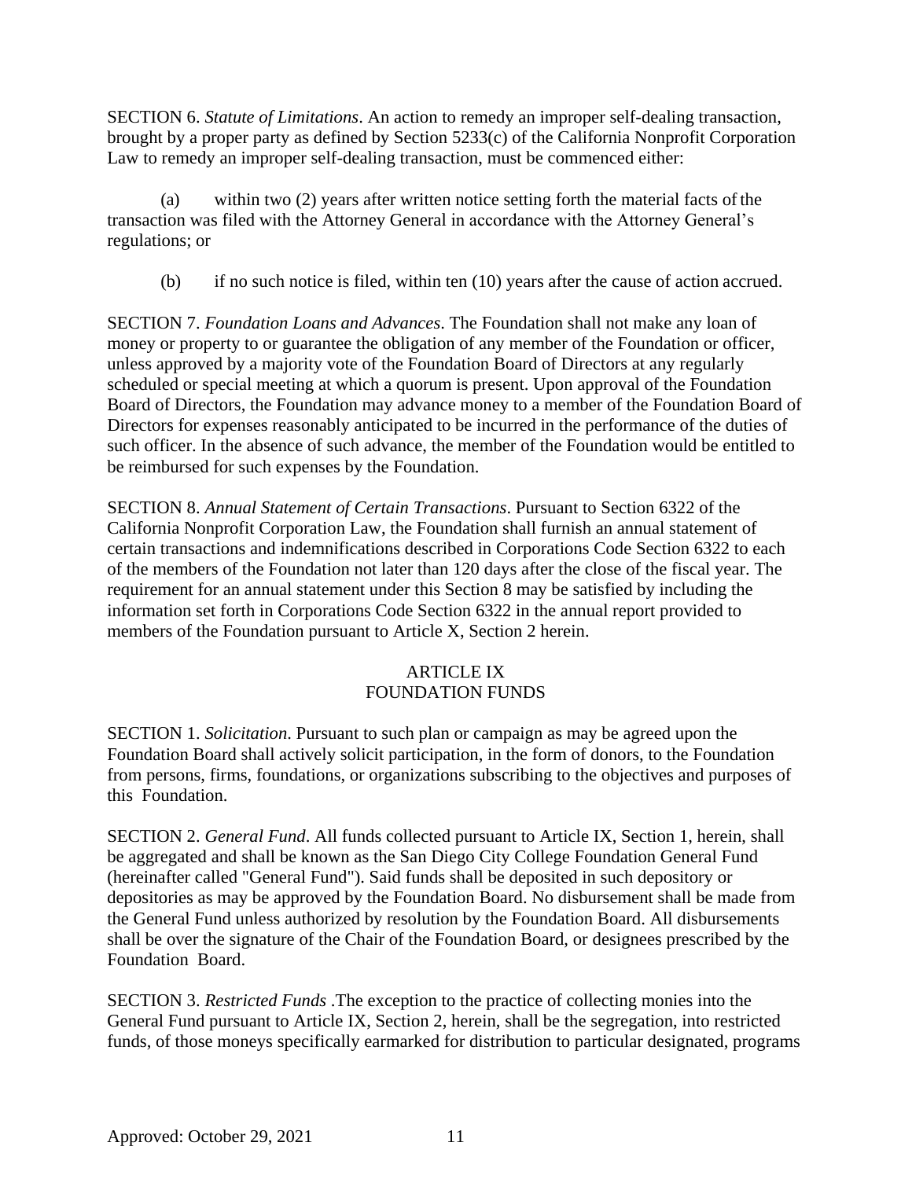SECTION 6. *Statute of Limitations*. An action to remedy an improper self-dealing transaction, brought by a proper party as defined by Section 5233(c) of the California Nonprofit Corporation Law to remedy an improper self-dealing transaction, must be commenced either:

(a) within two (2) years after written notice setting forth the material facts of the transaction was filed with the Attorney General in accordance with the Attorney General's regulations; or

(b) if no such notice is filed, within ten (10) years after the cause of action accrued.

SECTION 7. *Foundation Loans and Advances*. The Foundation shall not make any loan of money or property to or guarantee the obligation of any member of the Foundation or officer, unless approved by a majority vote of the Foundation Board of Directors at any regularly scheduled or special meeting at which a quorum is present. Upon approval of the Foundation Board of Directors, the Foundation may advance money to a member of the Foundation Board of Directors for expenses reasonably anticipated to be incurred in the performance of the duties of such officer. In the absence of such advance, the member of the Foundation would be entitled to be reimbursed for such expenses by the Foundation.

SECTION 8. *Annual Statement of Certain Transactions*. Pursuant to Section 6322 of the California Nonprofit Corporation Law, the Foundation shall furnish an annual statement of certain transactions and indemnifications described in Corporations Code Section 6322 to each of the members of the Foundation not later than 120 days after the close of the fiscal year. The requirement for an annual statement under this Section 8 may be satisfied by including the information set forth in Corporations Code Section 6322 in the annual report provided to members of the Foundation pursuant to Article X, Section 2 herein.

## ARTICLE IX
## FOUNDATION FUNDS

SECTION 1. *Solicitation*. Pursuant to such plan or campaign as may be agreed upon the Foundation Board shall actively solicit participation, in the form of donors, to the Foundation from persons, firms, foundations, or organizations subscribing to the objectives and purposes of this Foundation.

SECTION 2. *General Fund*. All funds collected pursuant to Article IX, Section 1, herein, shall be aggregated and shall be known as the San Diego City College Foundation General Fund (hereinafter called "General Fund"). Said funds shall be deposited in such depository or depositories as may be approved by the Foundation Board. No disbursement shall be made from the General Fund unless authorized by resolution by the Foundation Board. All disbursements shall be over the signature of the Chair of the Foundation Board, or designees prescribed by the Foundation Board.

SECTION 3. *Restricted Funds* .The exception to the practice of collecting monies into the General Fund pursuant to Article IX, Section 2, herein, shall be the segregation, into restricted funds, of those moneys specifically earmarked for distribution to particular designated, programs

Approved: October 29, 2021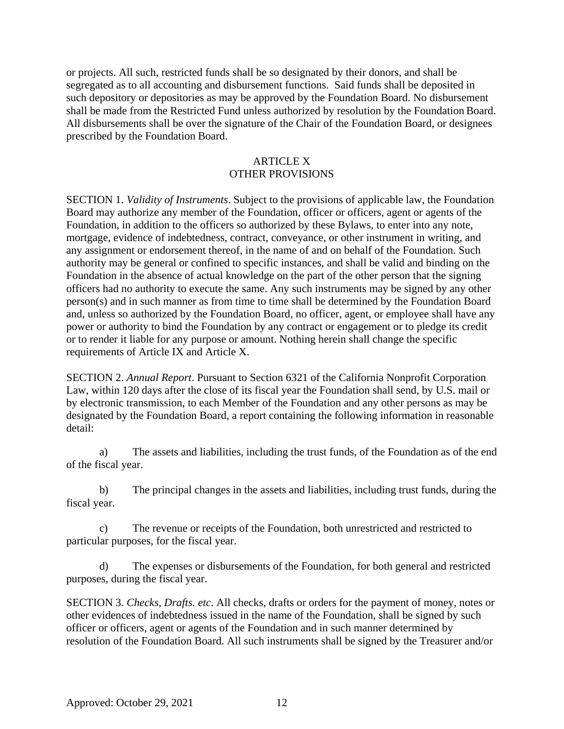or projects. All such, restricted funds shall be so designated by their donors, and shall be segregated as to all accounting and disbursement functions. Said funds shall be deposited in such depository or depositories as may be approved by the Foundation Board. No disbursement shall be made from the Restricted Fund unless authorized by resolution by the Foundation Board. All disbursements shall be over the signature of the Chair of the Foundation Board, or designees prescribed by the Foundation Board.

## ARTICLE X
## OTHER PROVISIONS

SECTION 1. *Validity of Instruments*. Subject to the provisions of applicable law, the Foundation Board may authorize any member of the Foundation, officer or officers, agent or agents of the Foundation, in addition to the officers so authorized by these Bylaws, to enter into any note, mortgage, evidence of indebtedness, contract, conveyance, or other instrument in writing, and any assignment or endorsement thereof, in the name of and on behalf of the Foundation. Such authority may be general or confined to specific instances, and shall be valid and binding on the Foundation in the absence of actual knowledge on the part of the other person that the signing officers had no authority to execute the same. Any such instruments may be signed by any other person(s) and in such manner as from time to time shall be determined by the Foundation Board and, unless so authorized by the Foundation Board, no officer, agent, or employee shall have any power or authority to bind the Foundation by any contract or engagement or to pledge its credit or to render it liable for any purpose or amount. Nothing herein shall change the specific requirements of Article IX and Article X.

SECTION 2. *Annual Report*. Pursuant to Section 6321 of the California Nonprofit Corporation Law, within 120 days after the close of its fiscal year the Foundation shall send, by U.S. mail or by electronic transmission, to each Member of the Foundation and any other persons as may be designated by the Foundation Board, a report containing the following information in reasonable detail:

a) The assets and liabilities, including the trust funds, of the Foundation as of the end of the fiscal year.

b) The principal changes in the assets and liabilities, including trust funds, during the fiscal year.

c) The revenue or receipts of the Foundation, both unrestricted and restricted to particular purposes, for the fiscal year.

d) The expenses or disbursements of the Foundation, for both general and restricted purposes, during the fiscal year.

SECTION 3. *Checks, Drafts. etc*. All checks, drafts or orders for the payment of money, notes or other evidences of indebtedness issued in the name of the Foundation, shall be signed by such officer or officers, agent or agents of the Foundation and in such manner determined by resolution of the Foundation Board. All such instruments shall be signed by the Treasurer and/or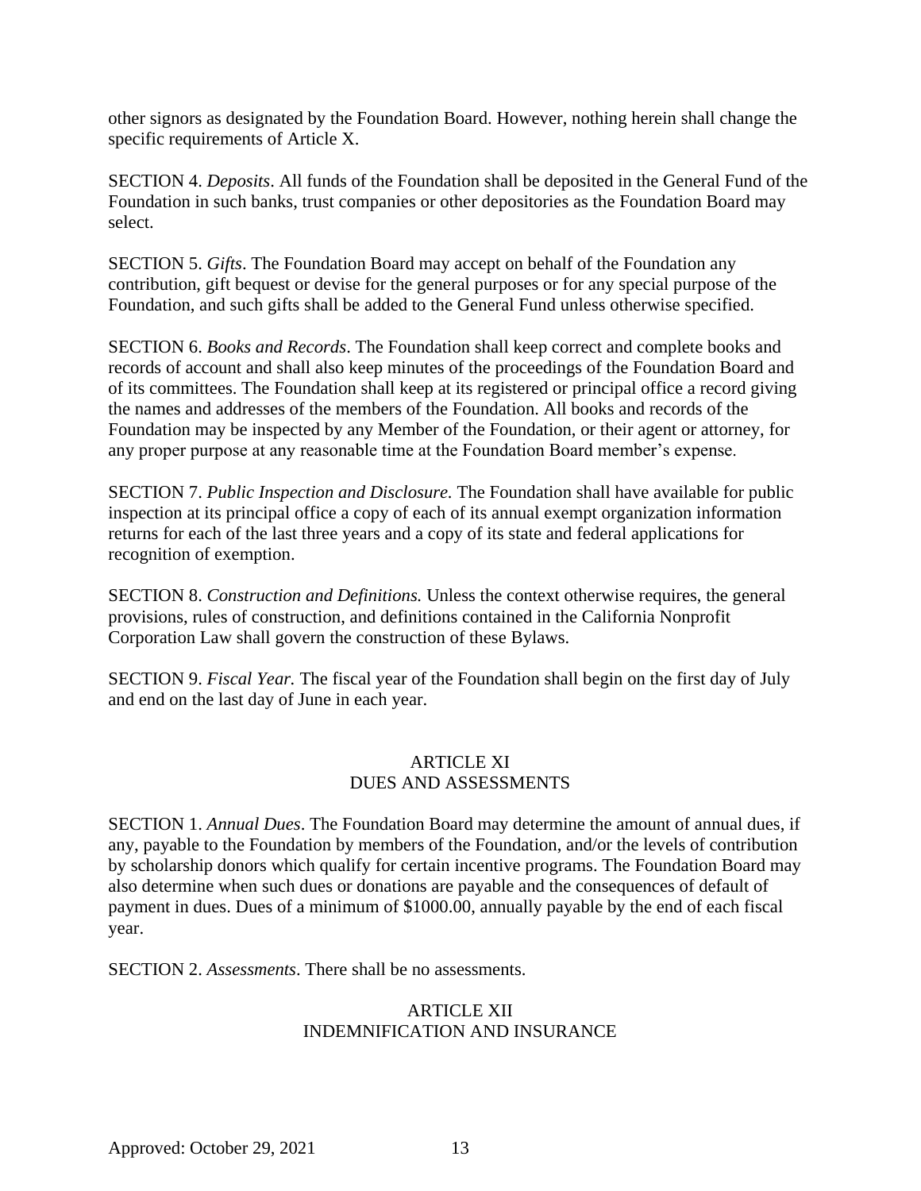other signors as designated by the Foundation Board. However, nothing herein shall change the specific requirements of Article X.

SECTION 4. *Deposits*. All funds of the Foundation shall be deposited in the General Fund of the Foundation in such banks, trust companies or other depositories as the Foundation Board may select.

SECTION 5. *Gifts*. The Foundation Board may accept on behalf of the Foundation any contribution, gift bequest or devise for the general purposes or for any special purpose of the Foundation, and such gifts shall be added to the General Fund unless otherwise specified.

SECTION 6. *Books and Records*. The Foundation shall keep correct and complete books and records of account and shall also keep minutes of the proceedings of the Foundation Board and of its committees. The Foundation shall keep at its registered or principal office a record giving the names and addresses of the members of the Foundation. All books and records of the Foundation may be inspected by any Member of the Foundation, or their agent or attorney, for any proper purpose at any reasonable time at the Foundation Board member's expense.

SECTION 7. *Public Inspection and Disclosure.* The Foundation shall have available for public inspection at its principal office a copy of each of its annual exempt organization information returns for each of the last three years and a copy of its state and federal applications for recognition of exemption.

SECTION 8. *Construction and Definitions.* Unless the context otherwise requires, the general provisions, rules of construction, and definitions contained in the California Nonprofit Corporation Law shall govern the construction of these Bylaws.

SECTION 9. *Fiscal Year.* The fiscal year of the Foundation shall begin on the first day of July and end on the last day of June in each year.

## ARTICLE XI
## DUES AND ASSESSMENTS

SECTION 1. *Annual Dues*. The Foundation Board may determine the amount of annual dues, if any, payable to the Foundation by members of the Foundation, and/or the levels of contribution by scholarship donors which qualify for certain incentive programs. The Foundation Board may also determine when such dues or donations are payable and the consequences of default of payment in dues. Dues of a minimum of $1000.00, annually payable by the end of each fiscal year.

SECTION 2. *Assessments*. There shall be no assessments.

## ARTICLE XII
## INDEMNIFICATION AND INSURANCE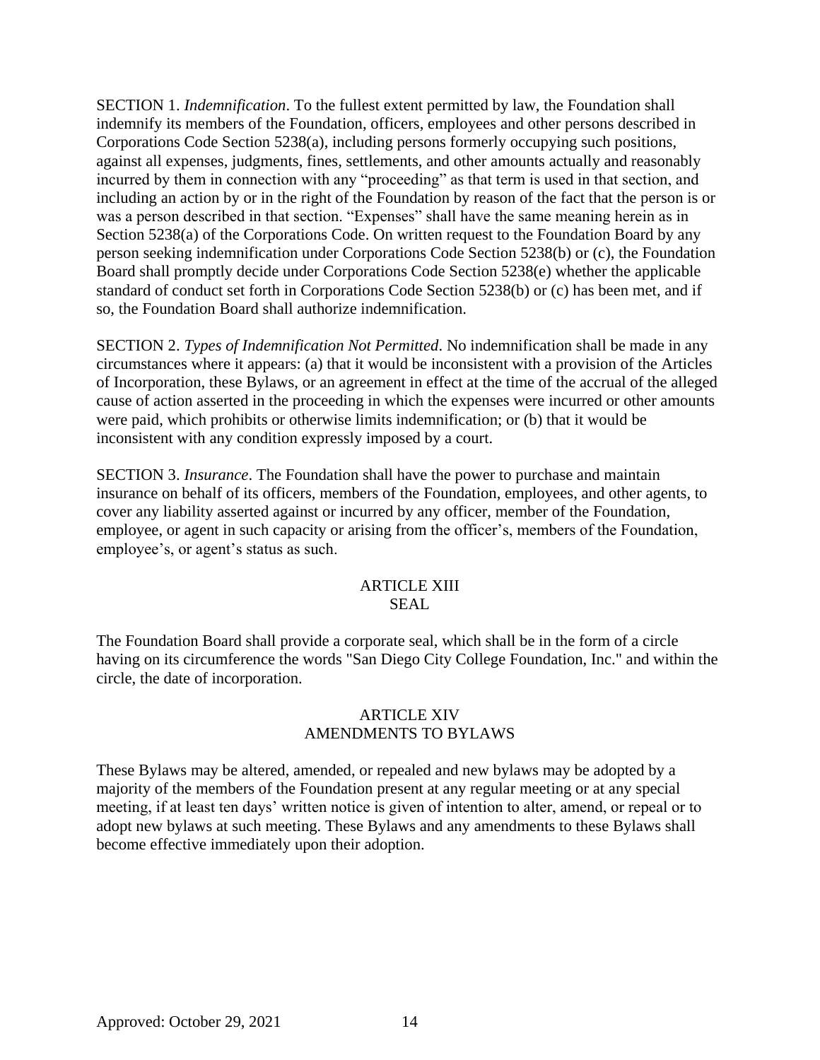SECTION 1. *Indemnification*. To the fullest extent permitted by law, the Foundation shall indemnify its members of the Foundation, officers, employees and other persons described in Corporations Code Section 5238(a), including persons formerly occupying such positions, against all expenses, judgments, fines, settlements, and other amounts actually and reasonably incurred by them in connection with any "proceeding" as that term is used in that section, and including an action by or in the right of the Foundation by reason of the fact that the person is or was a person described in that section. "Expenses" shall have the same meaning herein as in Section 5238(a) of the Corporations Code. On written request to the Foundation Board by any person seeking indemnification under Corporations Code Section 5238(b) or (c), the Foundation Board shall promptly decide under Corporations Code Section 5238(e) whether the applicable standard of conduct set forth in Corporations Code Section 5238(b) or (c) has been met, and if so, the Foundation Board shall authorize indemnification.

SECTION 2. *Types of Indemnification Not Permitted*. No indemnification shall be made in any circumstances where it appears: (a) that it would be inconsistent with a provision of the Articles of Incorporation, these Bylaws, or an agreement in effect at the time of the accrual of the alleged cause of action asserted in the proceeding in which the expenses were incurred or other amounts were paid, which prohibits or otherwise limits indemnification; or (b) that it would be inconsistent with any condition expressly imposed by a court.

SECTION 3. *Insurance*. The Foundation shall have the power to purchase and maintain insurance on behalf of its officers, members of the Foundation, employees, and other agents, to cover any liability asserted against or incurred by any officer, member of the Foundation, employee, or agent in such capacity or arising from the officer's, members of the Foundation, employee's, or agent's status as such.

## ARTICLE XIII
## SEAL

The Foundation Board shall provide a corporate seal, which shall be in the form of a circle having on its circumference the words "San Diego City College Foundation, Inc." and within the circle, the date of incorporation.

## ARTICLE XIV
## AMENDMENTS TO BYLAWS

These Bylaws may be altered, amended, or repealed and new bylaws may be adopted by a majority of the members of the Foundation present at any regular meeting or at any special meeting, if at least ten days' written notice is given of intention to alter, amend, or repeal or to adopt new bylaws at such meeting. These Bylaws and any amendments to these Bylaws shall become effective immediately upon their adoption.

Approved: October 29, 2021